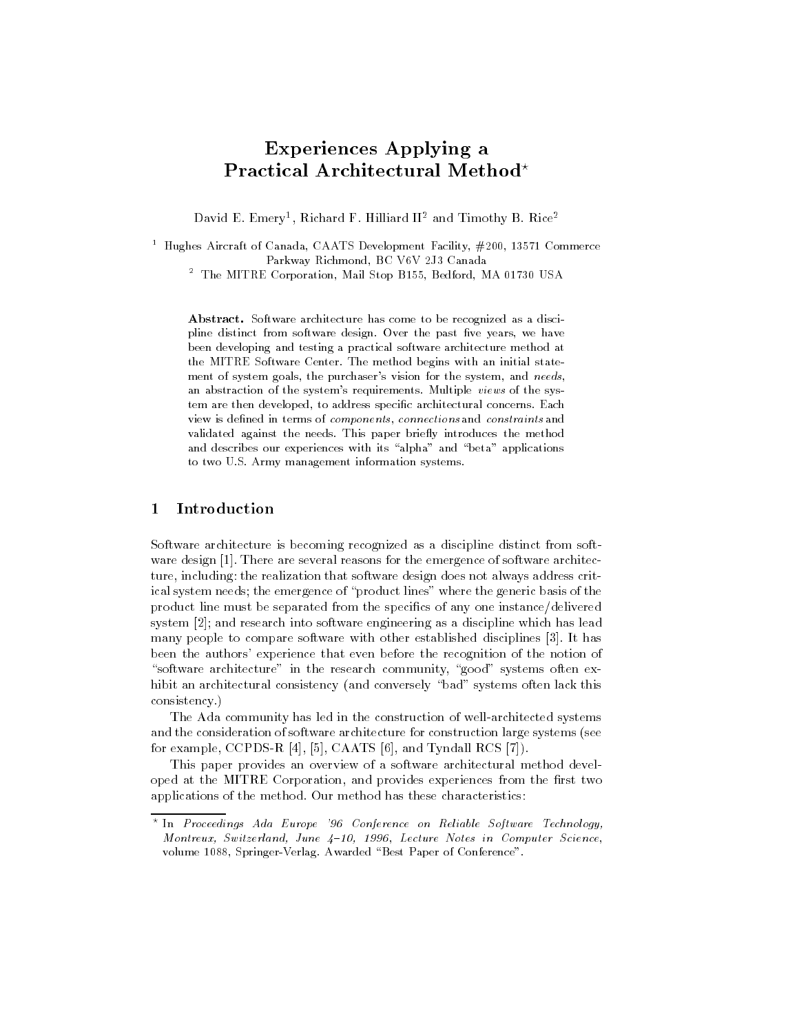// Experiences Applying a Practical Architectural Method*

David E. Emery[1], Richard F. Hilliard II[2] and Timothy B. Rice[2]

[1] Hughes Aircraft of Canada, CAATS Development Facility, #200, 13571 Commerce Parkway Richmond, BC V6V 2J3 Canada

[2] The MITRE Corporation, Mail Stop B155, Bedford, MA 01730 USA

**Abstract.** Software architecture has come to be recognized as a discipline distinct from software design. Over the past five years, we have been developing and testing a practical software architecture method at the MITRE Software Center. The method begins with an initial statement of system goals, the purchaser's vision for the system, and *needs*, an abstraction of the system's requirements. Multiple *views* of the system are then developed, to address specific architectural concerns. Each view is defined in terms of *components*, *connections* and *constraints* and validated against the needs. This paper briefly introduces the method and describes our experiences with its "alpha" and "beta" applications to two U.S. Army management information systems.

## 1 Introduction

Software architecture is becoming recognized as a discipline distinct from software design [1]. There are several reasons for the emergence of software architecture, including: the realization that software design does not always address critical system needs; the emergence of "product lines" where the generic basis of the product line must be separated from the specifics of any one instance/delivered system [2]; and research into software engineering as a discipline which has lead many people to compare software with other established disciplines [3]. It has been the authors' experience that even before the recognition of the notion of "software architecture" in the research community, "good" systems often exhibit an architectural consistency (and conversely "bad" systems often lack this consistency.)

The Ada community has led in the construction of well-architected systems and the consideration of software architecture for construction large systems (see for example, CCPDS-R [4], [5], CAATS [6], and Tyndall RCS [7]).

This paper provides an overview of a software architectural method developed at the MITRE Corporation, and provides experiences from the first two applications of the method. Our method has these characteristics:

---

* In *Proceedings Ada Europe '96 Conference on Reliable Software Technology, Montreux, Switzerland, June 4–10, 1996, Lecture Notes in Computer Science*, volume 1088, Springer-Verlag. Awarded "Best Paper of Conference".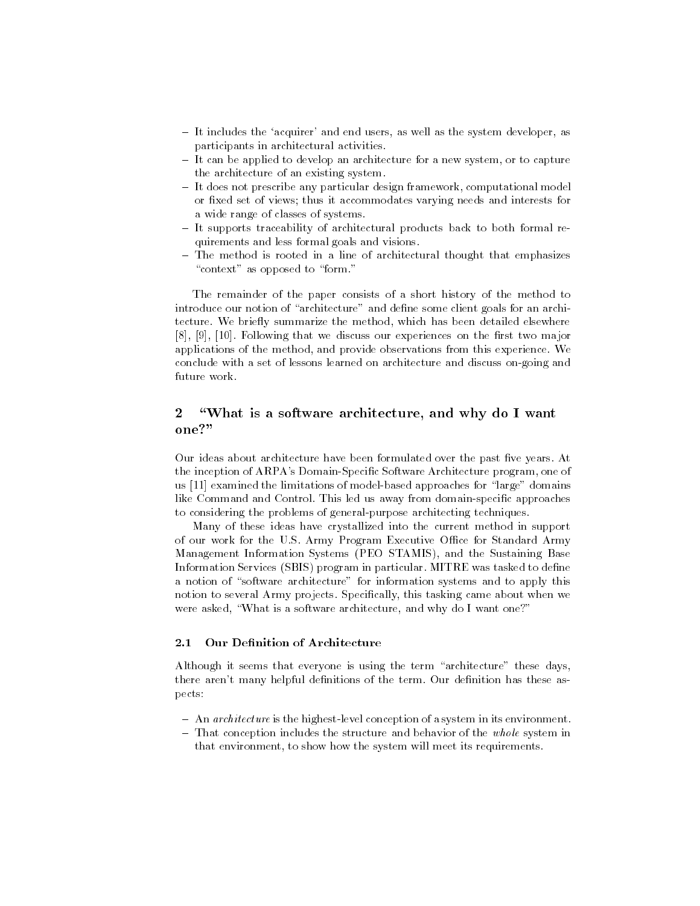- It includes the 'acquirer' and end users, as well as the system developer, as participants in architectural activities.
- It can be applied to develop an architecture for a new system, or to capture the architecture of an existing system.
- It does not prescribe any particular design framework, computational model or fixed set of views; thus it accommodates varying needs and interests for a wide range of classes of systems.
- It supports traceability of architectural products back to both formal requirements and less formal goals and visions.
- The method is rooted in a line of architectural thought that emphasizes "context" as opposed to "form."

The remainder of the paper consists of a short history of the method to introduce our notion of "architecture" and define some client goals for an architecture. We briefly summarize the method, which has been detailed elsewhere [8], [9], [10]. Following that we discuss our experiences on the first two major applications of the method, and provide observations from this experience. We conclude with a set of lessons learned on architecture and discuss on-going and future work.

## 2 "What is a software architecture, and why do I want one?"

Our ideas about architecture have been formulated over the past five years. At the inception of ARPA's Domain-Specific Software Architecture program, one of us [11] examined the limitations of model-based approaches for "large" domains like Command and Control. This led us away from domain-specific approaches to considering the problems of general-purpose architecting techniques.

Many of these ideas have crystallized into the current method in support of our work for the U.S. Army Program Executive Office for Standard Army Management Information Systems (PEO STAMIS), and the Sustaining Base Information Services (SBIS) program in particular. MITRE was tasked to define a notion of "software architecture" for information systems and to apply this notion to several Army projects. Specifically, this tasking came about when we were asked, "What is a software architecture, and why do I want one?"

### 2.1 Our Definition of Architecture

Although it seems that everyone is using the term "architecture" these days, there aren't many helpful definitions of the term. Our definition has these aspects:

- An *architecture* is the highest-level conception of a system in its environment.
- That conception includes the structure and behavior of the *whole* system in that environment, to show how the system will meet its requirements.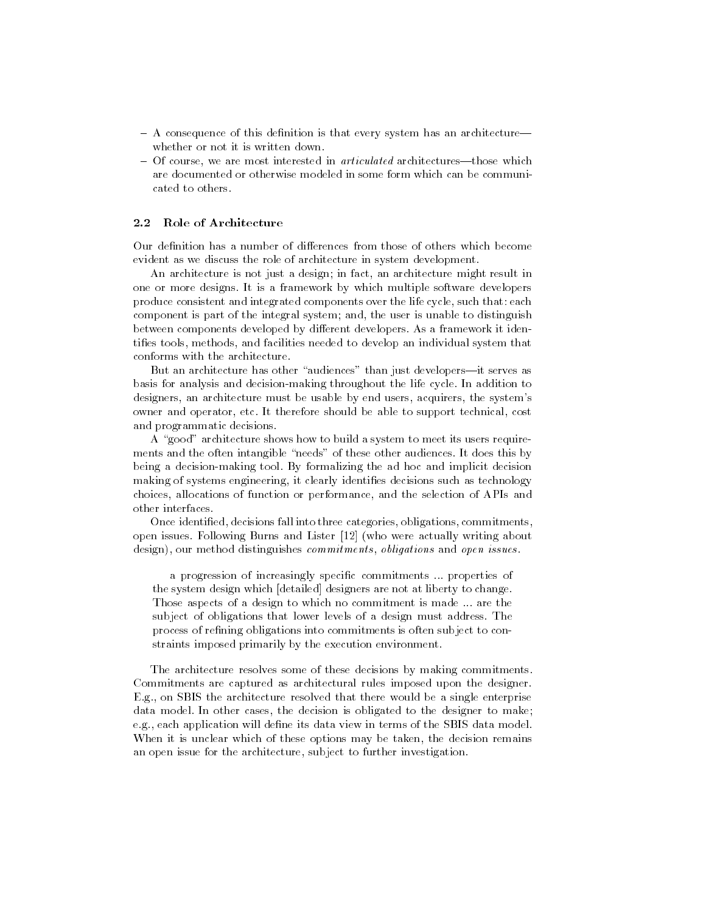- A consequence of this definition is that every system has an architecture—whether or not it is written down.
- Of course, we are most interested in *articulated* architectures—those which are documented or otherwise modeled in some form which can be communicated to others.

## 2.2 Role of Architecture

Our definition has a number of differences from those of others which become evident as we discuss the role of architecture in system development.

An architecture is not just a design; in fact, an architecture might result in one or more designs. It is a framework by which multiple software developers produce consistent and integrated components over the life cycle, such that: each component is part of the integral system; and, the user is unable to distinguish between components developed by different developers. As a framework it identifies tools, methods, and facilities needed to develop an individual system that conforms with the architecture.

But an architecture has other "audiences" than just developers—it serves as basis for analysis and decision-making throughout the life cycle. In addition to designers, an architecture must be usable by end users, acquirers, the system's owner and operator, etc. It therefore should be able to support technical, cost and programmatic decisions.

A "good" architecture shows how to build a system to meet its users requirements and the often intangible "needs" of these other audiences. It does this by being a decision-making tool. By formalizing the ad hoc and implicit decision making of systems engineering, it clearly identifies decisions such as technology choices, allocations of function or performance, and the selection of APIs and other interfaces.

Once identified, decisions fall into three categories, obligations, commitments, open issues. Following Burns and Lister [12] (who were actually writing about design), our method distinguishes *commitments*, *obligations* and *open issues*.

> a progression of increasingly specific commitments ... properties of the system design which [detailed] designers are not at liberty to change. Those aspects of a design to which no commitment is made ... are the subject of obligations that lower levels of a design must address. The process of refining obligations into commitments is often subject to constraints imposed primarily by the execution environment.

The architecture resolves some of these decisions by making commitments. Commitments are captured as architectural rules imposed upon the designer. E.g., on SBIS the architecture resolved that there would be a single enterprise data model. In other cases, the decision is obligated to the designer to make; e.g., each application will define its data view in terms of the SBIS data model. When it is unclear which of these options may be taken, the decision remains an open issue for the architecture, subject to further investigation.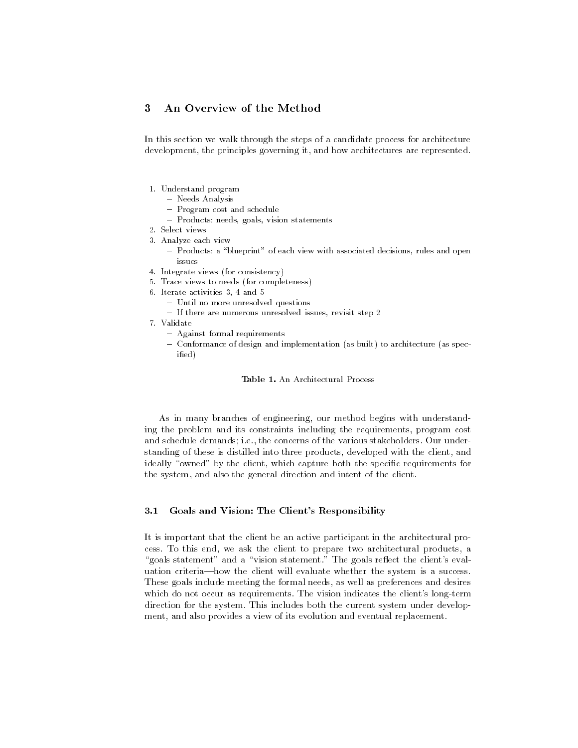## 3 An Overview of the Method

In this section we walk through the steps of a candidate process for architecture development, the principles governing it, and how architectures are represented.

1. Understand program
   - Needs Analysis
   - Program cost and schedule
   - Products: needs, goals, vision statements
2. Select views
3. Analyze each view
   - Products: a "blueprint" of each view with associated decisions, rules and open issues
4. Integrate views (for consistency)
5. Trace views to needs (for completeness)
6. Iterate activities 3, 4 and 5
   - Until no more unresolved questions
   - If there are numerous unresolved issues, revisit step 2
7. Validate
   - Against formal requirements
   - Conformance of design and implementation (as built) to architecture (as specified)

**Table 1.** An Architectural Process

As in many branches of engineering, our method begins with understanding the problem and its constraints including the requirements, program cost and schedule demands; i.e., the concerns of the various stakeholders. Our understanding of these is distilled into three products, developed with the client, and ideally "owned" by the client, which capture both the specific requirements for the system, and also the general direction and intent of the client.

### 3.1 Goals and Vision: The Client's Responsibility

It is important that the client be an active participant in the architectural process. To this end, we ask the client to prepare two architectural products, a "goals statement" and a "vision statement." The goals reflect the client's evaluation criteria—how the client will evaluate whether the system is a success. These goals include meeting the formal needs, as well as preferences and desires which do not occur as requirements. The vision indicates the client's long-term direction for the system. This includes both the current system under development, and also provides a view of its evolution and eventual replacement.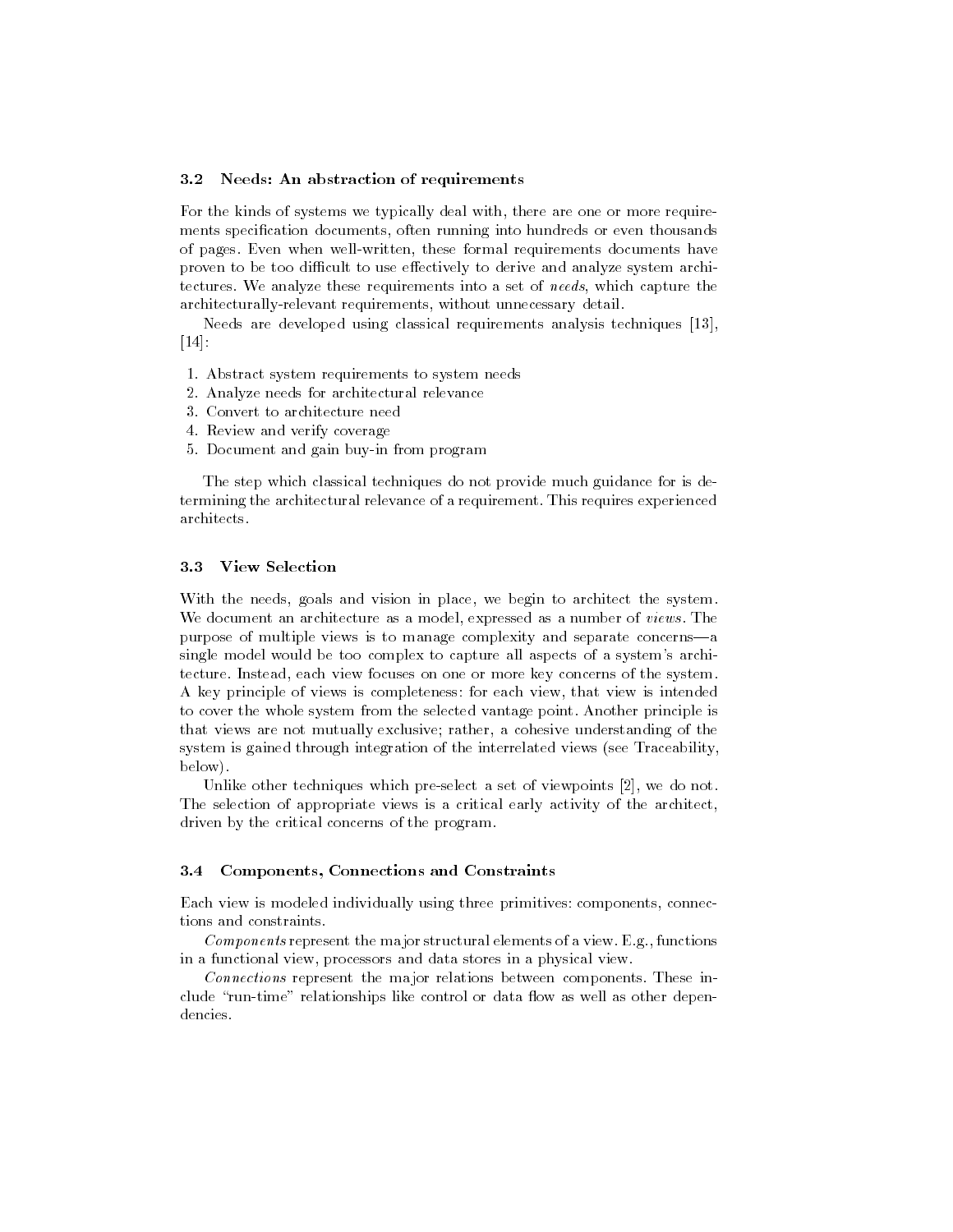### 3.2 Needs: An abstraction of requirements

For the kinds of systems we typically deal with, there are one or more requirements specification documents, often running into hundreds or even thousands of pages. Even when well-written, these formal requirements documents have proven to be too difficult to use effectively to derive and analyze system architectures. We analyze these requirements into a set of *needs*, which capture the architecturally-relevant requirements, without unnecessary detail.

Needs are developed using classical requirements analysis techniques [13], [14]:

1. Abstract system requirements to system needs
2. Analyze needs for architectural relevance
3. Convert to architecture need
4. Review and verify coverage
5. Document and gain buy-in from program

The step which classical techniques do not provide much guidance for is determining the architectural relevance of a requirement. This requires experienced architects.

### 3.3 View Selection

With the needs, goals and vision in place, we begin to architect the system. We document an architecture as a model, expressed as a number of *views*. The purpose of multiple views is to manage complexity and separate concerns—a single model would be too complex to capture all aspects of a system's architecture. Instead, each view focuses on one or more key concerns of the system. A key principle of views is completeness: for each view, that view is intended to cover the whole system from the selected vantage point. Another principle is that views are not mutually exclusive; rather, a cohesive understanding of the system is gained through integration of the interrelated views (see Traceability, below).

Unlike other techniques which pre-select a set of viewpoints [2], we do not. The selection of appropriate views is a critical early activity of the architect, driven by the critical concerns of the program.

### 3.4 Components, Connections and Constraints

Each view is modeled individually using three primitives: components, connections and constraints.

*Components* represent the major structural elements of a view. E.g., functions in a functional view, processors and data stores in a physical view.

*Connections* represent the major relations between components. These include "run-time" relationships like control or data flow as well as other dependencies.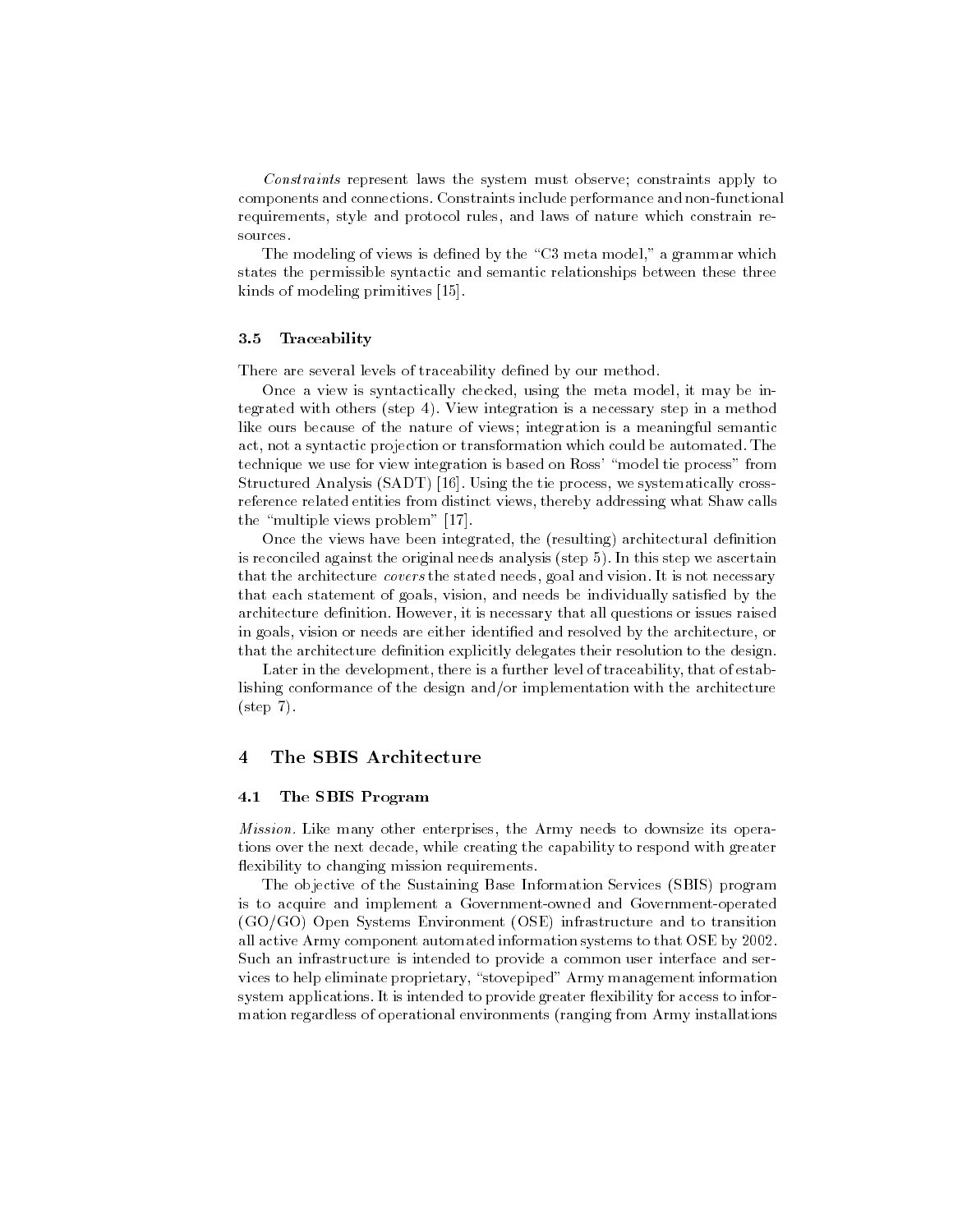*Constraints* represent laws the system must observe; constraints apply to components and connections. Constraints include performance and non-functional requirements, style and protocol rules, and laws of nature which constrain resources.

The modeling of views is defined by the "C3 meta model," a grammar which states the permissible syntactic and semantic relationships between these three kinds of modeling primitives [15].

### 3.5 Traceability

There are several levels of traceability defined by our method.

Once a view is syntactically checked, using the meta model, it may be integrated with others (step 4). View integration is a necessary step in a method like ours because of the nature of views; integration is a meaningful semantic act, not a syntactic projection or transformation which could be automated. The technique we use for view integration is based on Ross' "model tie process" from Structured Analysis (SADT) [16]. Using the tie process, we systematically cross-reference related entities from distinct views, thereby addressing what Shaw calls the "multiple views problem" [17].

Once the views have been integrated, the (resulting) architectural definition is reconciled against the original needs analysis (step 5). In this step we ascertain that the architecture *covers* the stated needs, goal and vision. It is not necessary that each statement of goals, vision, and needs be individually satisfied by the architecture definition. However, it is necessary that all questions or issues raised in goals, vision or needs are either identified and resolved by the architecture, or that the architecture definition explicitly delegates their resolution to the design.

Later in the development, there is a further level of traceability, that of establishing conformance of the design and/or implementation with the architecture (step 7).

## 4 The SBIS Architecture

### 4.1 The SBIS Program

*Mission.* Like many other enterprises, the Army needs to downsize its operations over the next decade, while creating the capability to respond with greater flexibility to changing mission requirements.

The objective of the Sustaining Base Information Services (SBIS) program is to acquire and implement a Government-owned and Government-operated (GO/GO) Open Systems Environment (OSE) infrastructure and to transition all active Army component automated information systems to that OSE by 2002. Such an infrastructure is intended to provide a common user interface and services to help eliminate proprietary, "stovepiped" Army management information system applications. It is intended to provide greater flexibility for access to information regardless of operational environments (ranging from Army installations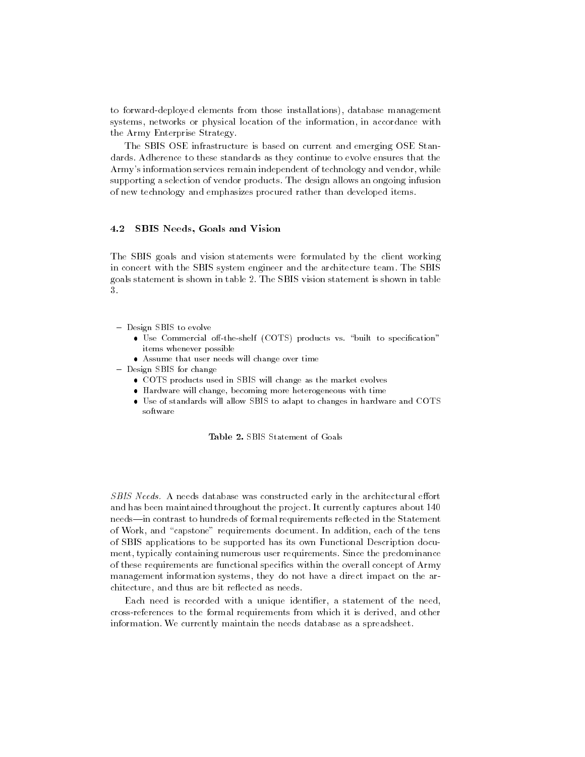to forward-deployed elements from those installations), database management systems, networks or physical location of the information, in accordance with the Army Enterprise Strategy.

The SBIS OSE infrastructure is based on current and emerging OSE Standards. Adherence to these standards as they continue to evolve ensures that the Army's information services remain independent of technology and vendor, while supporting a selection of vendor products. The design allows an ongoing infusion of new technology and emphasizes procured rather than developed items.

### 4.2 SBIS Needs, Goals and Vision

The SBIS goals and vision statements were formulated by the client working in concert with the SBIS system engineer and the architecture team. The SBIS goals statement is shown in table 2. The SBIS vision statement is shown in table 3.

- Design SBIS to evolve
  - Use Commercial off-the-shelf (COTS) products vs. "built to specification" items whenever possible
  - Assume that user needs will change over time
- Design SBIS for change
  - COTS products used in SBIS will change as the market evolves
  - Hardware will change, becoming more heterogeneous with time
  - Use of standards will allow SBIS to adapt to changes in hardware and COTS software

**Table 2.** SBIS Statement of Goals

*SBIS Needs.* A needs database was constructed early in the architectural effort and has been maintained throughout the project. It currently captures about 140 needs—in contrast to hundreds of formal requirements reflected in the Statement of Work, and "capstone" requirements document. In addition, each of the tens of SBIS applications to be supported has its own Functional Description document, typically containing numerous user requirements. Since the predominance of these requirements are functional specifics within the overall concept of Army management information systems, they do not have a direct impact on the architecture, and thus are bit reflected as needs.

Each need is recorded with a unique identifier, a statement of the need, cross-references to the formal requirements from which it is derived, and other information. We currently maintain the needs database as a spreadsheet.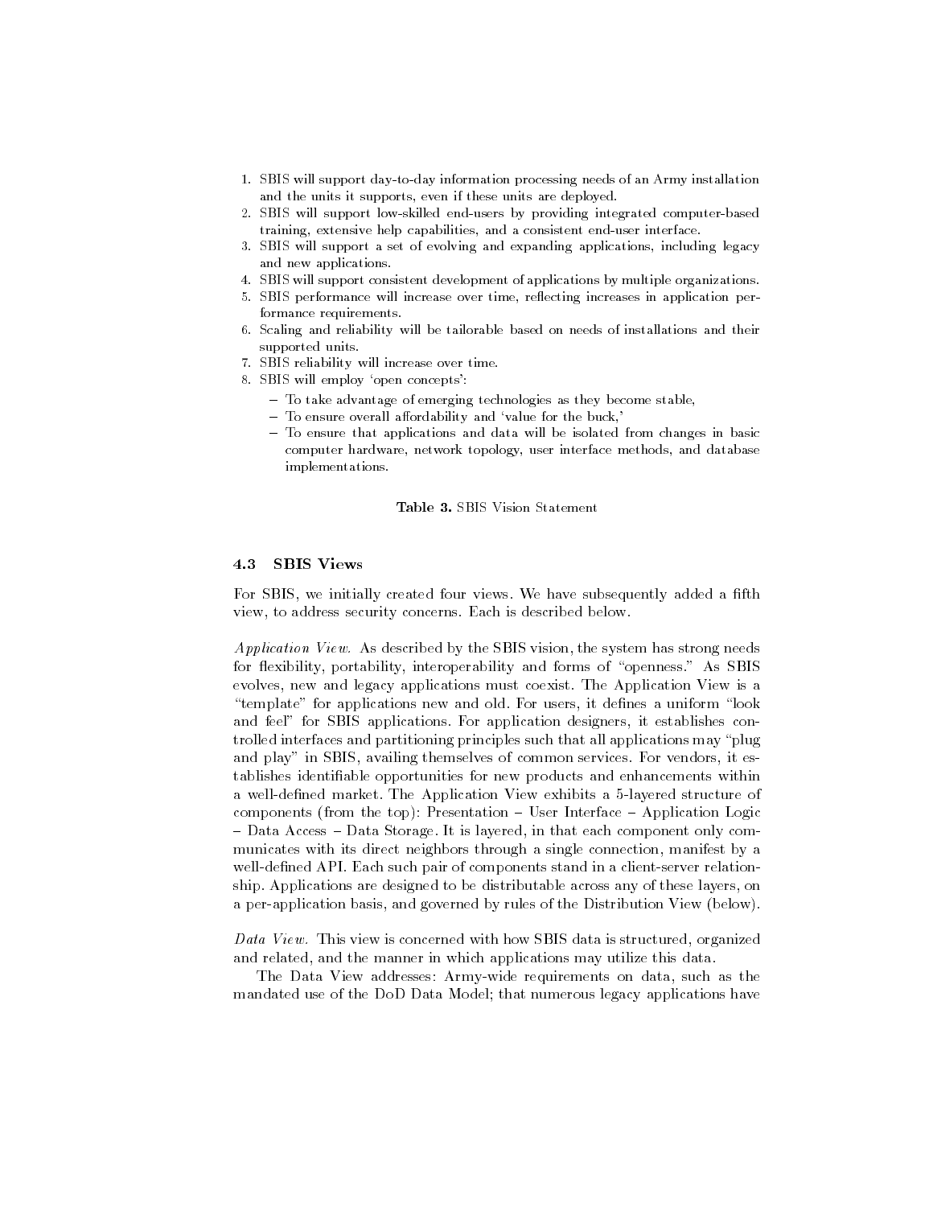1. SBIS will support day-to-day information processing needs of an Army installation and the units it supports, even if these units are deployed.
2. SBIS will support low-skilled end-users by providing integrated computer-based training, extensive help capabilities, and a consistent end-user interface.
3. SBIS will support a set of evolving and expanding applications, including legacy and new applications.
4. SBIS will support consistent development of applications by multiple organizations.
5. SBIS performance will increase over time, reflecting increases in application performance requirements.
6. Scaling and reliability will be tailorable based on needs of installations and their supported units.
7. SBIS reliability will increase over time.
8. SBIS will employ 'open concepts':
   - To take advantage of emerging technologies as they become stable,
   - To ensure overall affordability and 'value for the buck,'
   - To ensure that applications and data will be isolated from changes in basic computer hardware, network topology, user interface methods, and database implementations.

**Table 3.** SBIS Vision Statement

### 4.3 SBIS Views

For SBIS, we initially created four views. We have subsequently added a fifth view, to address security concerns. Each is described below.

*Application View.* As described by the SBIS vision, the system has strong needs for flexibility, portability, interoperability and forms of "openness." As SBIS evolves, new and legacy applications must coexist. The Application View is a "template" for applications new and old. For users, it defines a uniform "look and feel" for SBIS applications. For application designers, it establishes controlled interfaces and partitioning principles such that all applications may "plug and play" in SBIS, availing themselves of common services. For vendors, it establishes identifiable opportunities for new products and enhancements within a well-defined market. The Application View exhibits a 5-layered structure of components (from the top): Presentation – User Interface – Application Logic – Data Access – Data Storage. It is layered, in that each component only communicates with its direct neighbors through a single connection, manifest by a well-defined API. Each such pair of components stand in a client-server relationship. Applications are designed to be distributable across any of these layers, on a per-application basis, and governed by rules of the Distribution View (below).

*Data View.* This view is concerned with how SBIS data is structured, organized and related, and the manner in which applications may utilize this data.

The Data View addresses: Army-wide requirements on data, such as the mandated use of the DoD Data Model; that numerous legacy applications have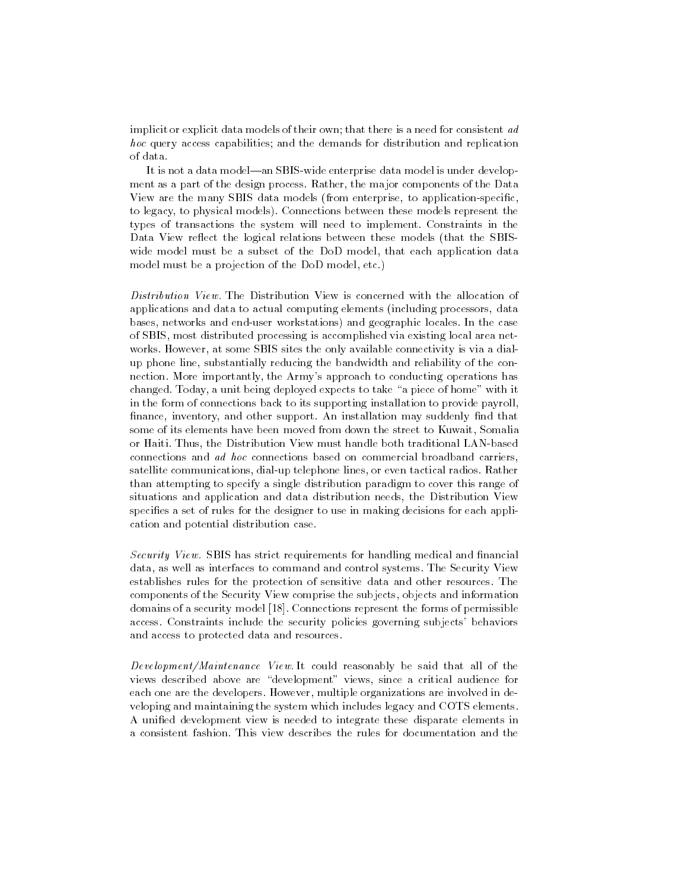implicit or explicit data models of their own; that there is a need for consistent *ad hoc* query access capabilities; and the demands for distribution and replication of data.

It is not a data model—an SBIS-wide enterprise data model is under development as a part of the design process. Rather, the major components of the Data View are the many SBIS data models (from enterprise, to application-specific, to legacy, to physical models). Connections between these models represent the types of transactions the system will need to implement. Constraints in the Data View reflect the logical relations between these models (that the SBIS-wide model must be a subset of the DoD model, that each application data model must be a projection of the DoD model, etc.)

*Distribution View.* The Distribution View is concerned with the allocation of applications and data to actual computing elements (including processors, data bases, networks and end-user workstations) and geographic locales. In the case of SBIS, most distributed processing is accomplished via existing local area networks. However, at some SBIS sites the only available connectivity is via a dial-up phone line, substantially reducing the bandwidth and reliability of the connection. More importantly, the Army's approach to conducting operations has changed. Today, a unit being deployed expects to take "a piece of home" with it in the form of connections back to its supporting installation to provide payroll, finance, inventory, and other support. An installation may suddenly find that some of its elements have been moved from down the street to Kuwait, Somalia or Haiti. Thus, the Distribution View must handle both traditional LAN-based connections and *ad hoc* connections based on commercial broadband carriers, satellite communications, dial-up telephone lines, or even tactical radios. Rather than attempting to specify a single distribution paradigm to cover this range of situations and application and data distribution needs, the Distribution View specifies a set of rules for the designer to use in making decisions for each application and potential distribution case.

*Security View.* SBIS has strict requirements for handling medical and financial data, as well as interfaces to command and control systems. The Security View establishes rules for the protection of sensitive data and other resources. The components of the Security View comprise the subjects, objects and information domains of a security model [18]. Connections represent the forms of permissible access. Constraints include the security policies governing subjects' behaviors and access to protected data and resources.

*Development/Maintenance View.* It could reasonably be said that all of the views described above are "development" views, since a critical audience for each one are the developers. However, multiple organizations are involved in developing and maintaining the system which includes legacy and COTS elements. A unified development view is needed to integrate these disparate elements in a consistent fashion. This view describes the rules for documentation and the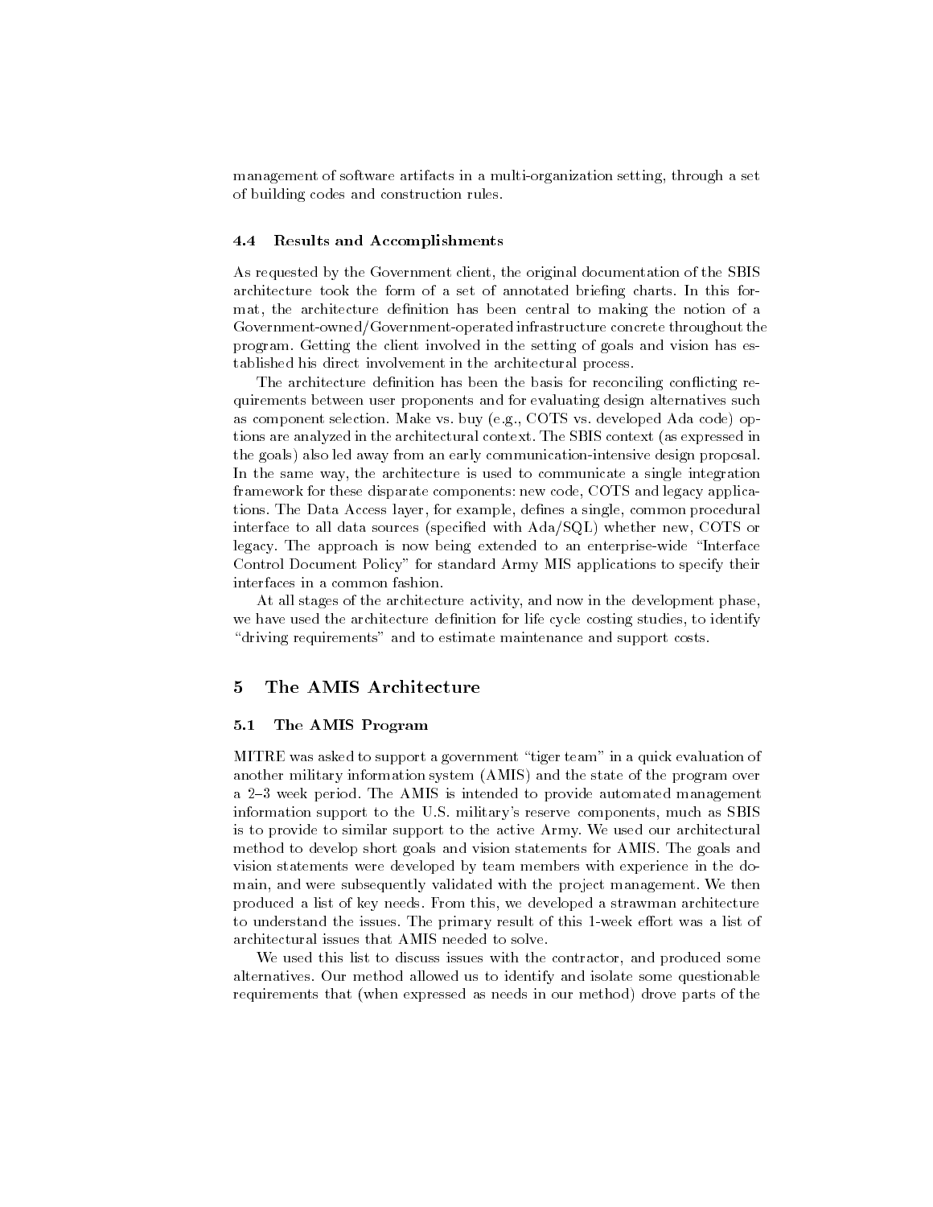management of software artifacts in a multi-organization setting, through a set of building codes and construction rules.

### 4.4 Results and Accomplishments

As requested by the Government client, the original documentation of the SBIS architecture took the form of a set of annotated briefing charts. In this format, the architecture definition has been central to making the notion of a Government-owned/Government-operated infrastructure concrete throughout the program. Getting the client involved in the setting of goals and vision has established his direct involvement in the architectural process.

The architecture definition has been the basis for reconciling conflicting requirements between user proponents and for evaluating design alternatives such as component selection. Make vs. buy (e.g., COTS vs. developed Ada code) options are analyzed in the architectural context. The SBIS context (as expressed in the goals) also led away from an early communication-intensive design proposal. In the same way, the architecture is used to communicate a single integration framework for these disparate components: new code, COTS and legacy applications. The Data Access layer, for example, defines a single, common procedural interface to all data sources (specified with Ada/SQL) whether new, COTS or legacy. The approach is now being extended to an enterprise-wide "Interface Control Document Policy" for standard Army MIS applications to specify their interfaces in a common fashion.

At all stages of the architecture activity, and now in the development phase, we have used the architecture definition for life cycle costing studies, to identify "driving requirements" and to estimate maintenance and support costs.

## 5 The AMIS Architecture

### 5.1 The AMIS Program

MITRE was asked to support a government "tiger team" in a quick evaluation of another military information system (AMIS) and the state of the program over a 2–3 week period. The AMIS is intended to provide automated management information support to the U.S. military's reserve components, much as SBIS is to provide to similar support to the active Army. We used our architectural method to develop short goals and vision statements for AMIS. The goals and vision statements were developed by team members with experience in the domain, and were subsequently validated with the project management. We then produced a list of key needs. From this, we developed a strawman architecture to understand the issues. The primary result of this 1-week effort was a list of architectural issues that AMIS needed to solve.

We used this list to discuss issues with the contractor, and produced some alternatives. Our method allowed us to identify and isolate some questionable requirements that (when expressed as needs in our method) drove parts of the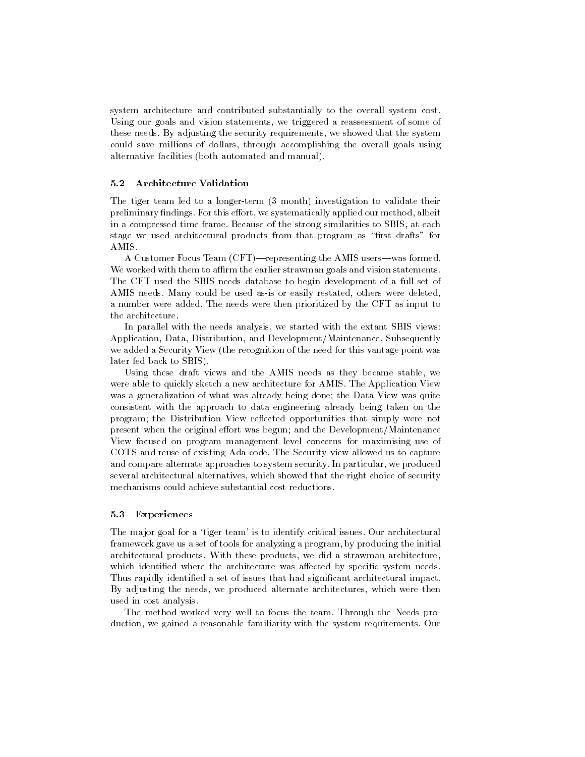system architecture and contributed substantially to the overall system cost. Using our goals and vision statements, we triggered a reassessment of some of these needs. By adjusting the security requirements, we showed that the system could save millions of dollars, through accomplishing the overall goals using alternative facilities (both automated and manual).

### 5.2 Architecture Validation

The tiger team led to a longer-term (3 month) investigation to validate their preliminary findings. For this effort, we systematically applied our method, albeit in a compressed time frame. Because of the strong similarities to SBIS, at each stage we used architectural products from that program as "first drafts" for AMIS.

A Customer Focus Team (CFT)—representing the AMIS users—was formed. We worked with them to affirm the earlier strawman goals and vision statements. The CFT used the SBIS needs database to begin development of a full set of AMIS needs. Many could be used as-is or easily restated, others were deleted, a number were added. The needs were then prioritized by the CFT as input to the architecture.

In parallel with the needs analysis, we started with the extant SBIS views: Application, Data, Distribution, and Development/Maintenance. Subsequently we added a Security View (the recognition of the need for this vantage point was later fed back to SBIS).

Using these draft views and the AMIS needs as they became stable, we were able to quickly sketch a new architecture for AMIS. The Application View was a generalization of what was already being done; the Data View was quite consistent with the approach to data engineering already being taken on the program; the Distribution View reflected opportunities that simply were not present when the original effort was begun; and the Development/Maintenance View focused on program management level concerns for maximising use of COTS and reuse of existing Ada code. The Security view allowed us to capture and compare alternate approaches to system security. In particular, we produced several architectural alternatives, which showed that the right choice of security mechanisms could achieve substantial cost reductions.

### 5.3 Experiences

The major goal for a 'tiger team' is to identify critical issues. Our architectural framework gave us a set of tools for analyzing a program, by producing the initial architectural products. With these products, we did a strawman architecture, which identified where the architecture was affected by specific system needs. Thus rapidly identified a set of issues that had significant architectural impact. By adjusting the needs, we produced alternate architectures, which were then used in cost analysis.

The method worked very well to focus the team. Through the Needs production, we gained a reasonable familiarity with the system requirements. Our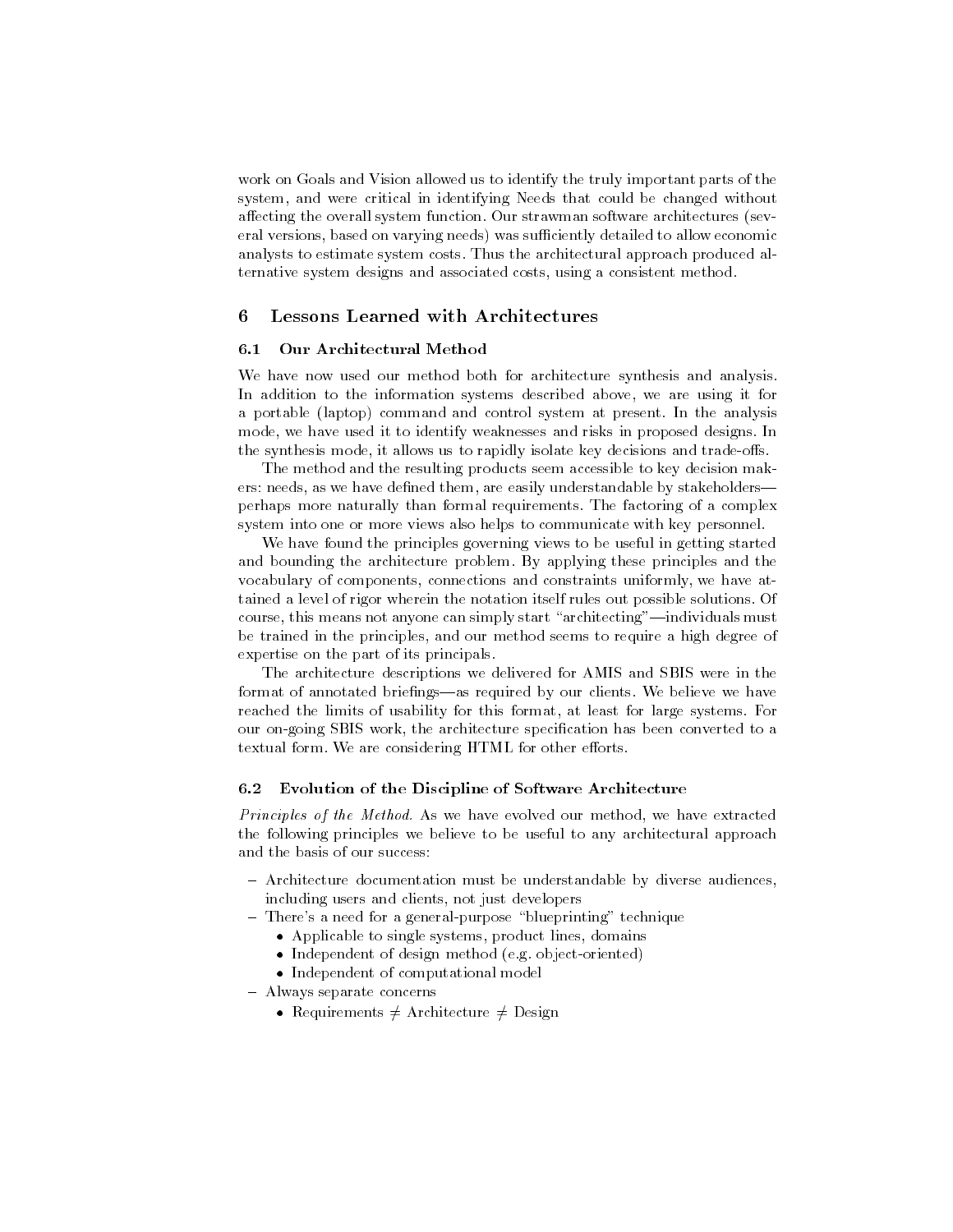work on Goals and Vision allowed us to identify the truly important parts of the system, and were critical in identifying Needs that could be changed without affecting the overall system function. Our strawman software architectures (several versions, based on varying needs) was sufficiently detailed to allow economic analysts to estimate system costs. Thus the architectural approach produced alternative system designs and associated costs, using a consistent method.

## 6 Lessons Learned with Architectures

### 6.1 Our Architectural Method

We have now used our method both for architecture synthesis and analysis. In addition to the information systems described above, we are using it for a portable (laptop) command and control system at present. In the analysis mode, we have used it to identify weaknesses and risks in proposed designs. In the synthesis mode, it allows us to rapidly isolate key decisions and trade-offs.

The method and the resulting products seem accessible to key decision makers: needs, as we have defined them, are easily understandable by stakeholders—perhaps more naturally than formal requirements. The factoring of a complex system into one or more views also helps to communicate with key personnel.

We have found the principles governing views to be useful in getting started and bounding the architecture problem. By applying these principles and the vocabulary of components, connections and constraints uniformly, we have attained a level of rigor wherein the notation itself rules out possible solutions. Of course, this means not anyone can simply start "architecting"—individuals must be trained in the principles, and our method seems to require a high degree of expertise on the part of its principals.

The architecture descriptions we delivered for AMIS and SBIS were in the format of annotated briefings—as required by our clients. We believe we have reached the limits of usability for this format, at least for large systems. For our on-going SBIS work, the architecture specification has been converted to a textual form. We are considering HTML for other efforts.

### 6.2 Evolution of the Discipline of Software Architecture

*Principles of the Method.* As we have evolved our method, we have extracted the following principles we believe to be useful to any architectural approach and the basis of our success:

- Architecture documentation must be understandable by diverse audiences, including users and clients, not just developers
- There's a need for a general-purpose "blueprinting" technique
  - Applicable to single systems, product lines, domains
  - Independent of design method (e.g. object-oriented)
  - Independent of computational model
- Always separate concerns
  - Requirements $\neq$ Architecture $\neq$ Design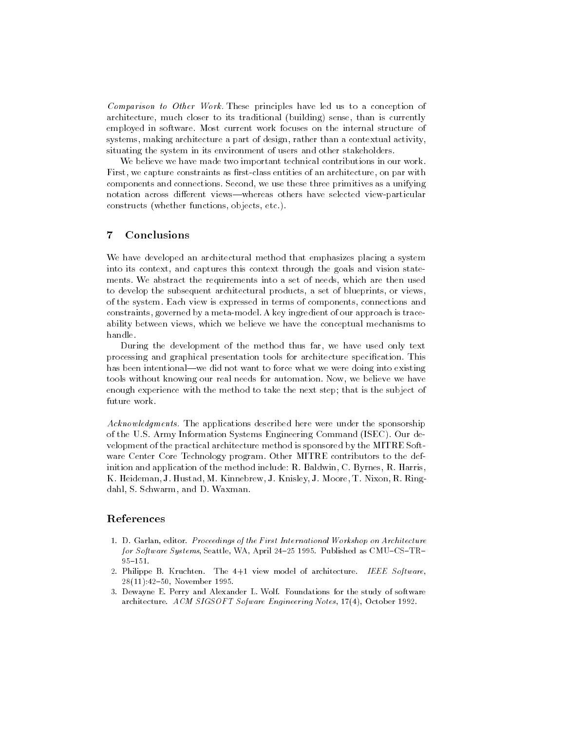*Comparison to Other Work.* These principles have led us to a conception of architecture, much closer to its traditional (building) sense, than is currently employed in software. Most current work focuses on the internal structure of systems, making architecture a part of design, rather than a contextual activity, situating the system in its environment of users and other stakeholders.

We believe we have made two important technical contributions in our work. First, we capture constraints as first-class entities of an architecture, on par with components and connections. Second, we use these three primitives as a unifying notation across different views—whereas others have selected view-particular constructs (whether functions, objects, etc.).

## 7 Conclusions

We have developed an architectural method that emphasizes placing a system into its context, and captures this context through the goals and vision statements. We abstract the requirements into a set of needs, which are then used to develop the subsequent architectural products, a set of blueprints, or views, of the system. Each view is expressed in terms of components, connections and constraints, governed by a meta-model. A key ingredient of our approach is traceability between views, which we believe we have the conceptual mechanisms to handle.

During the development of the method thus far, we have used only text processing and graphical presentation tools for architecture specification. This has been intentional—we did not want to force what we were doing into existing tools without knowing our real needs for automation. Now, we believe we have enough experience with the method to take the next step; that is the subject of future work.

*Acknowledgments.* The applications described here were under the sponsorship of the U.S. Army Information Systems Engineering Command (ISEC). Our development of the practical architecture method is sponsored by the MITRE Software Center Core Technology program. Other MITRE contributors to the definition and application of the method include: R. Baldwin, C. Byrnes, R. Harris, K. Heideman, J. Hustad, M. Kinnebrew, J. Knisley, J. Moore, T. Nixon, R. Ringdahl, S. Schwarm, and D. Waxman.

## References

1. D. Garlan, editor. *Proceedings of the First International Workshop on Architecture for Software Systems*, Seattle, WA, April 24–25 1995. Published as CMU–CS–TR–95–151.
2. Philippe B. Kruchten. The 4+1 view model of architecture. *IEEE Software*, 28(11):42–50, November 1995.
3. Dewayne E. Perry and Alexander L. Wolf. Foundations for the study of software architecture. *ACM SIGSOFT Sofware Engineering Notes*, 17(4), October 1992.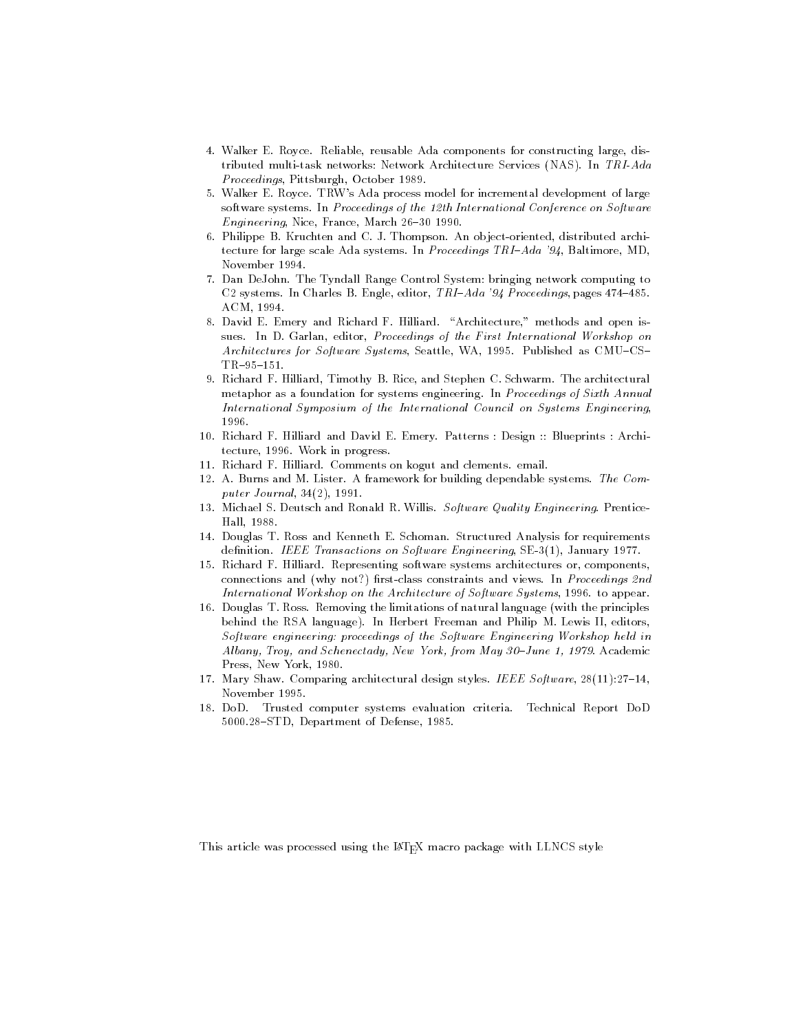4. Walker E. Royce. Reliable, reusable Ada components for constructing large, distributed multi-task networks: Network Architecture Services (NAS). In *TRI-Ada Proceedings*, Pittsburgh, October 1989.
5. Walker E. Royce. TRW's Ada process model for incremental development of large software systems. In *Proceedings of the 12th International Conference on Software Engineering*, Nice, France, March 26–30 1990.
6. Philippe B. Kruchten and C. J. Thompson. An object-oriented, distributed architecture for large scale Ada systems. In *Proceedings TRI–Ada '94*, Baltimore, MD, November 1994.
7. Dan DeJohn. The Tyndall Range Control System: bringing network computing to C2 systems. In Charles B. Engle, editor, *TRI–Ada '94 Proceedings*, pages 474–485. ACM, 1994.
8. David E. Emery and Richard F. Hilliard. "Architecture," methods and open issues. In D. Garlan, editor, *Proceedings of the First International Workshop on Architectures for Software Systems*, Seattle, WA, 1995. Published as CMU–CS–TR–95–151.
9. Richard F. Hilliard, Timothy B. Rice, and Stephen C. Schwarm. The architectural metaphor as a foundation for systems engineering. In *Proceedings of Sixth Annual International Symposium of the International Council on Systems Engineering*, 1996.
10. Richard F. Hilliard and David E. Emery. Patterns : Design :: Blueprints : Architecture, 1996. Work in progress.
11. Richard F. Hilliard. Comments on kogut and clements. email.
12. A. Burns and M. Lister. A framework for building dependable systems. *The Computer Journal*, 34(2), 1991.
13. Michael S. Deutsch and Ronald R. Willis. *Software Quality Engineering*. Prentice-Hall, 1988.
14. Douglas T. Ross and Kenneth E. Schoman. Structured Analysis for requirements definition. *IEEE Transactions on Software Engineering*, SE-3(1), January 1977.
15. Richard F. Hilliard. Representing software systems architectures or, components, connections and (why not?) first-class constraints and views. In *Proceedings 2nd International Workshop on the Architecture of Software Systems*, 1996. to appear.
16. Douglas T. Ross. Removing the limitations of natural language (with the principles behind the RSA language). In Herbert Freeman and Philip M. Lewis II, editors, *Software engineering: proceedings of the Software Engineering Workshop held in Albany, Troy, and Schenectady, New York, from May 30–June 1, 1979*. Academic Press, New York, 1980.
17. Mary Shaw. Comparing architectural design styles. *IEEE Software*, 28(11):27–14, November 1995.
18. DoD. Trusted computer systems evaluation criteria. Technical Report DoD 5000.28–STD, Department of Defense, 1985.

This article was processed using the LaTeX macro package with LLNCS style